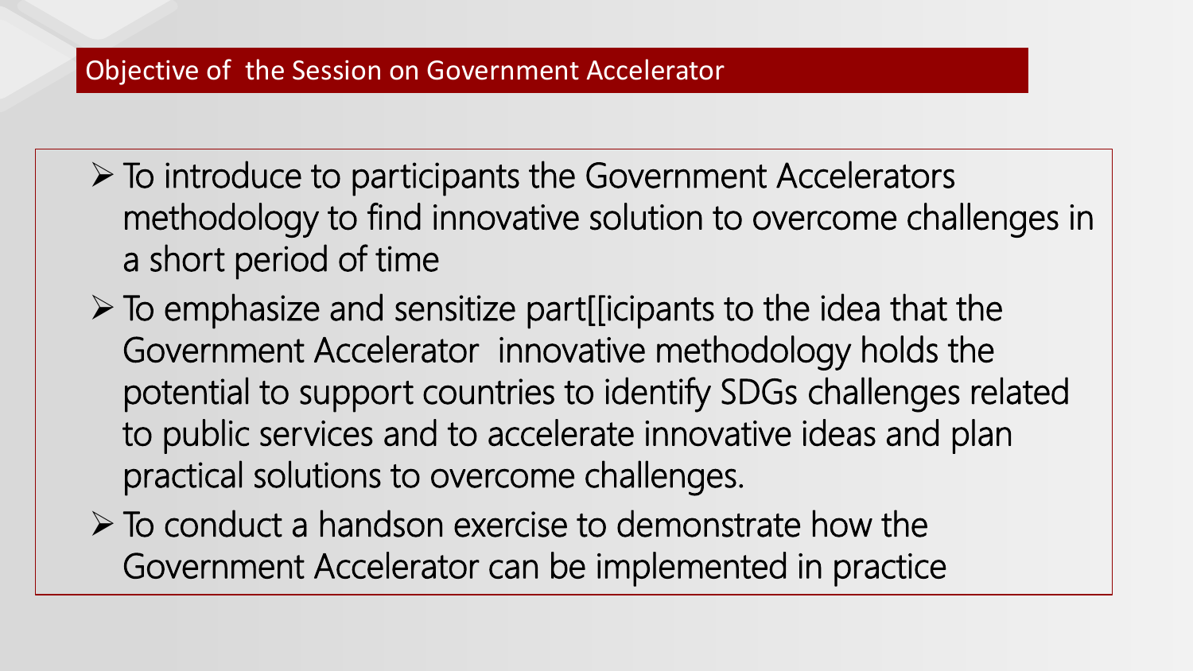## Objective of the Session on Government Accelerator

- To introduce to participants the Government Accelerators methodology to find innovative solution to overcome challenges in a short period of time
- To emphasize and sensitize part[[icipants to the idea that the Government Accelerator innovative methodology holds the potential to support countries to identify SDGs challenges related to public services and to accelerate innovative ideas and plan practical solutions to overcome challenges.
- To conduct a handson exercise to demonstrate how the Government Accelerator can be implemented in practice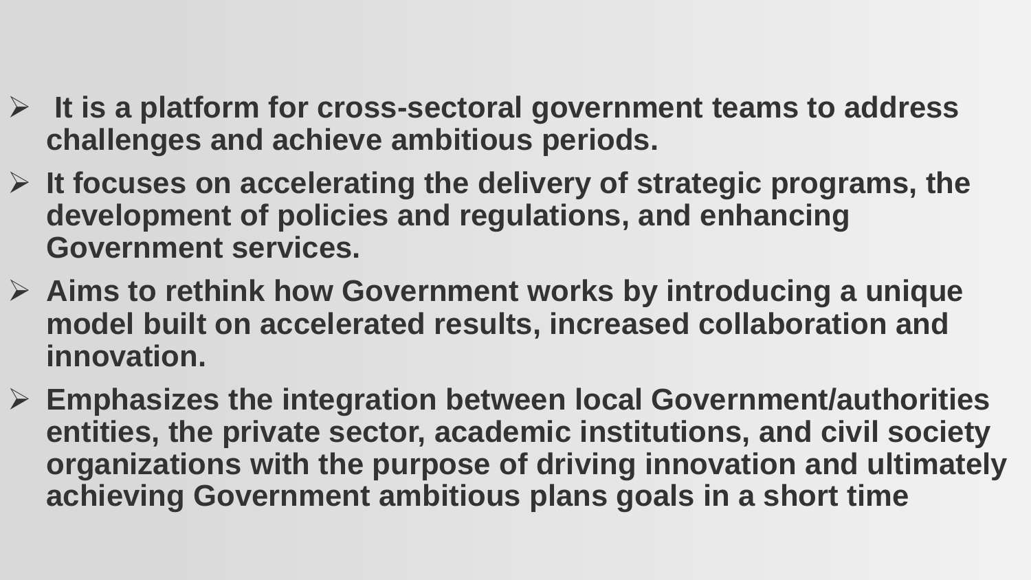- **It is a platform for cross-sectoral government teams to address challenges and achieve ambitious periods.**
- **It focuses on accelerating the delivery of strategic programs, the development of policies and regulations, and enhancing Government services.**
- **Aims to rethink how Government works by introducing a unique model built on accelerated results, increased collaboration and innovation.**
- **Emphasizes the integration between local Government/authorities entities, the private sector, academic institutions, and civil society organizations with the purpose of driving innovation and ultimately achieving Government ambitious plans goals in a short time**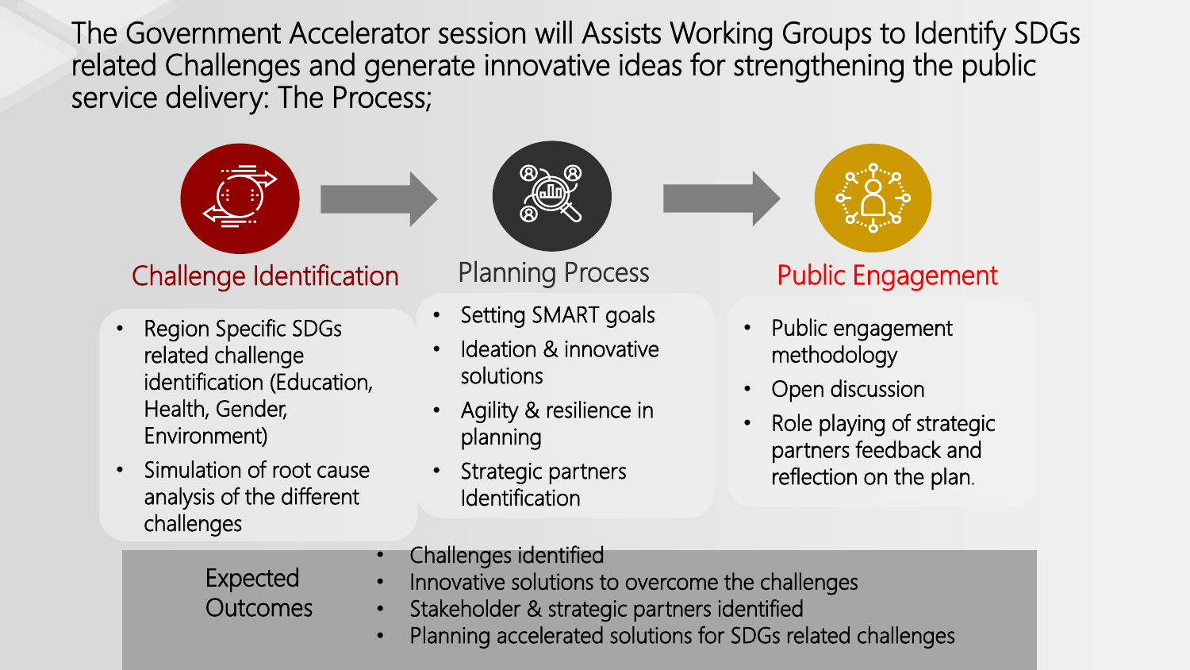# The Government Accelerator session will Assists Working Groups to Identify SDGs related Challenges and generate innovative ideas for strengthening the public service delivery: The Process;

## Challenge Identification

- Region Specific SDGs related challenge identification (Education, Health, Gender, Environment)
- Simulation of root cause analysis of the different challenges

## Planning Process

- Setting SMART goals
- Ideation & innovative solutions
- Agility & resilience in planning
- Strategic partners Identification

## Public Engagement

- Public engagement methodology
- Open discussion
- Role playing of strategic partners feedback and reflection on the plan.

## Expected Outcomes

- Challenges identified
- Innovative solutions to overcome the challenges
- Stakeholder & strategic partners identified
- Planning accelerated solutions for SDGs related challenges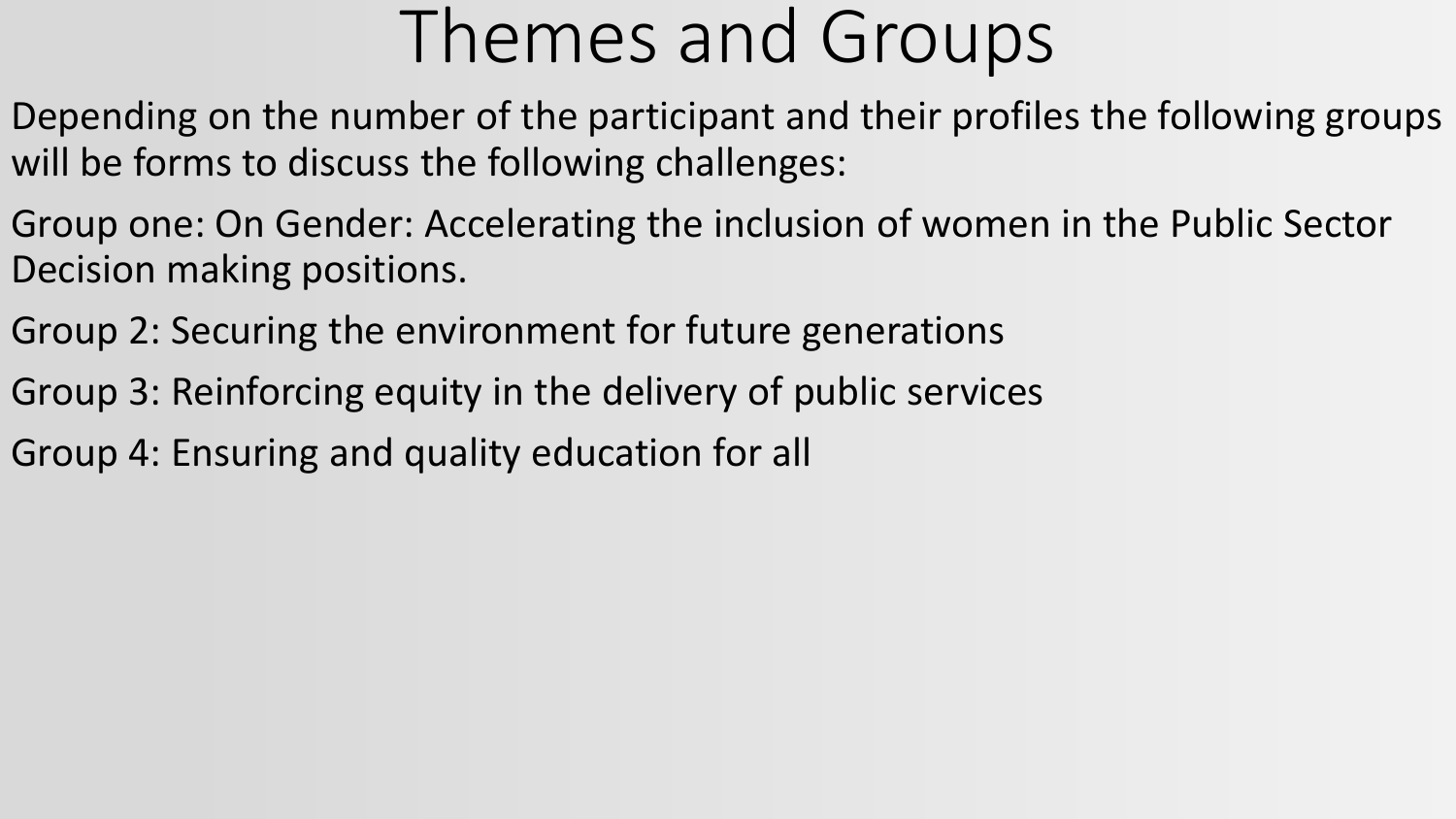# Themes and Groups

Depending on the number of the participant and their profiles the following groups will be forms to discuss the following challenges:

Group one: On Gender: Accelerating the inclusion of women in the Public Sector Decision making positions.

Group 2: Securing the environment for future generations

Group 3: Reinforcing equity in the delivery of public services

Group 4: Ensuring and quality education for all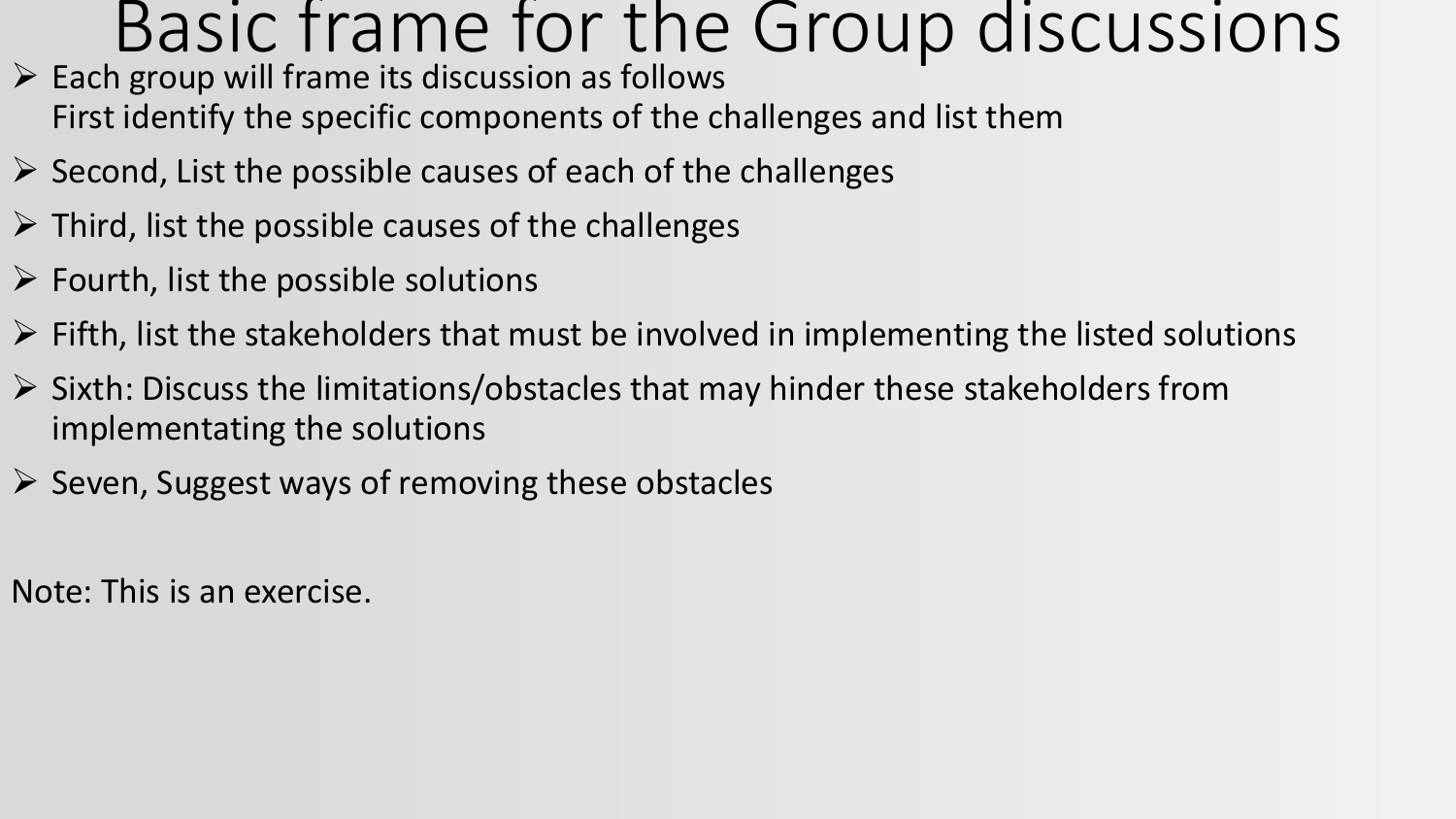# Basic frame for the Group discussions

- Each group will frame its discussion as follows
  First identify the specific components of the challenges and list them
- Second, List the possible causes of each of the challenges
- Third, list the possible causes of the challenges
- Fourth, list the possible solutions
- Fifth, list the stakeholders that must be involved in implementing the listed solutions
- Sixth: Discuss the limitations/obstacles that may hinder these stakeholders from implementating the solutions
- Seven, Suggest ways of removing these obstacles

Note: This is an exercise.